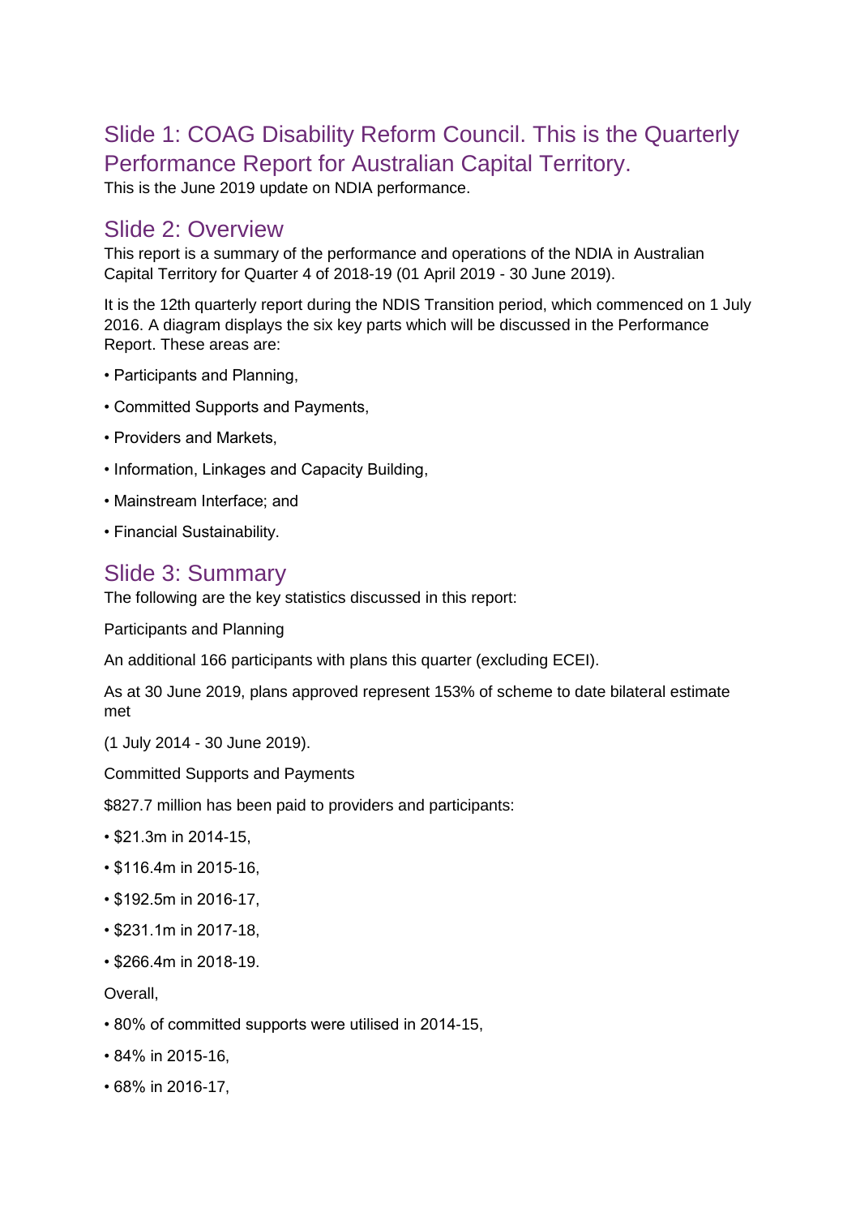## Slide 1: COAG Disability Reform Council. This is the Quarterly Performance Report for Australian Capital Territory.

This is the June 2019 update on NDIA performance.

## Slide 2: Overview

This report is a summary of the performance and operations of the NDIA in Australian Capital Territory for Quarter 4 of 2018-19 (01 April 2019 - 30 June 2019).

It is the 12th quarterly report during the NDIS Transition period, which commenced on 1 July 2016. A diagram displays the six key parts which will be discussed in the Performance Report. These areas are:

• Participants and Planning,

• Committed Supports and Payments,

• Providers and Markets,

• Information, Linkages and Capacity Building,

• Mainstream Interface; and

• Financial Sustainability.

## Slide 3: Summary

The following are the key statistics discussed in this report:

Participants and Planning

An additional 166 participants with plans this quarter (excluding ECEI).

As at 30 June 2019, plans approved represent 153% of scheme to date bilateral estimate met

(1 July 2014 - 30 June 2019).

Committed Supports and Payments

$827.7 million has been paid to providers and participants:

• $21.3m in 2014-15,

• $116.4m in 2015-16,

• $192.5m in 2016-17,

• $231.1m in 2017-18,

• $266.4m in 2018-19.

Overall,

• 80% of committed supports were utilised in 2014-15,

• 84% in 2015-16,

• 68% in 2016-17,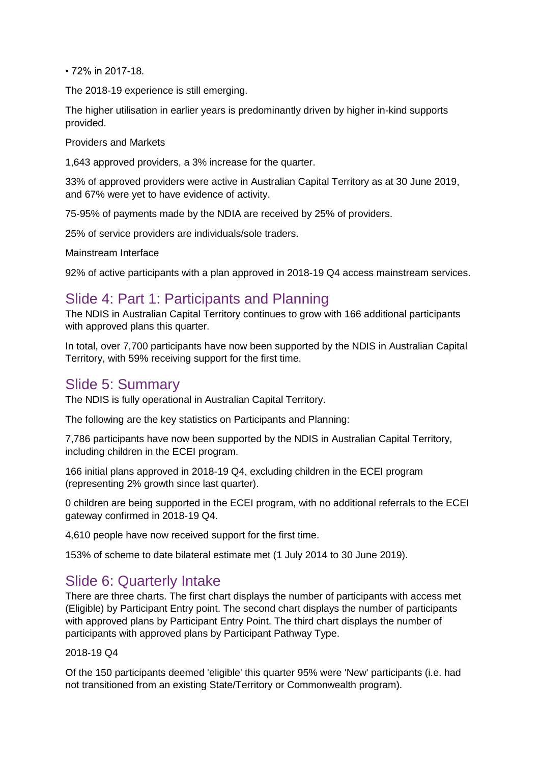• 72% in 2017-18.

The 2018-19 experience is still emerging.

The higher utilisation in earlier years is predominantly driven by higher in-kind supports provided.

Providers and Markets

1,643 approved providers, a 3% increase for the quarter.

33% of approved providers were active in Australian Capital Territory as at 30 June 2019, and 67% were yet to have evidence of activity.

75-95% of payments made by the NDIA are received by 25% of providers.

25% of service providers are individuals/sole traders.

Mainstream Interface

92% of active participants with a plan approved in 2018-19 Q4 access mainstream services.

## Slide 4: Part 1: Participants and Planning

The NDIS in Australian Capital Territory continues to grow with 166 additional participants with approved plans this quarter.

In total, over 7,700 participants have now been supported by the NDIS in Australian Capital Territory, with 59% receiving support for the first time.

## Slide 5: Summary

The NDIS is fully operational in Australian Capital Territory.

The following are the key statistics on Participants and Planning:

7,786 participants have now been supported by the NDIS in Australian Capital Territory, including children in the ECEI program.

166 initial plans approved in 2018-19 Q4, excluding children in the ECEI program (representing 2% growth since last quarter).

0 children are being supported in the ECEI program, with no additional referrals to the ECEI gateway confirmed in 2018-19 Q4.

4,610 people have now received support for the first time.

153% of scheme to date bilateral estimate met (1 July 2014 to 30 June 2019).

## Slide 6: Quarterly Intake

There are three charts. The first chart displays the number of participants with access met (Eligible) by Participant Entry point. The second chart displays the number of participants with approved plans by Participant Entry Point. The third chart displays the number of participants with approved plans by Participant Pathway Type.

2018-19 Q4

Of the 150 participants deemed 'eligible' this quarter 95% were 'New' participants (i.e. had not transitioned from an existing State/Territory or Commonwealth program).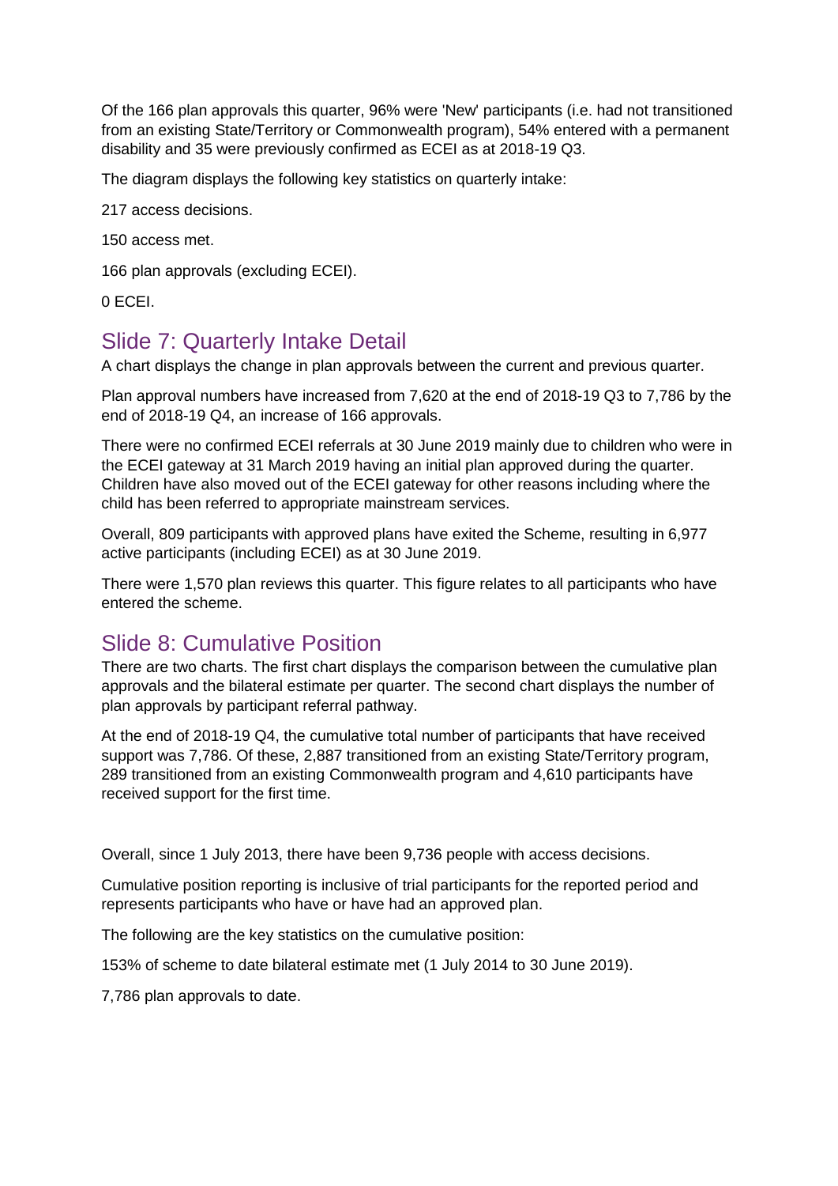Of the 166 plan approvals this quarter, 96% were 'New' participants (i.e. had not transitioned from an existing State/Territory or Commonwealth program), 54% entered with a permanent disability and 35 were previously confirmed as ECEI as at 2018-19 Q3.

The diagram displays the following key statistics on quarterly intake:

217 access decisions.

150 access met.

166 plan approvals (excluding ECEI).

0 ECEI.

## Slide 7: Quarterly Intake Detail

A chart displays the change in plan approvals between the current and previous quarter.

Plan approval numbers have increased from 7,620 at the end of 2018-19 Q3 to 7,786 by the end of 2018-19 Q4, an increase of 166 approvals.

There were no confirmed ECEI referrals at 30 June 2019 mainly due to children who were in the ECEI gateway at 31 March 2019 having an initial plan approved during the quarter. Children have also moved out of the ECEI gateway for other reasons including where the child has been referred to appropriate mainstream services.

Overall, 809 participants with approved plans have exited the Scheme, resulting in 6,977 active participants (including ECEI) as at 30 June 2019.

There were 1,570 plan reviews this quarter. This figure relates to all participants who have entered the scheme.

## Slide 8: Cumulative Position

There are two charts. The first chart displays the comparison between the cumulative plan approvals and the bilateral estimate per quarter. The second chart displays the number of plan approvals by participant referral pathway.

At the end of 2018-19 Q4, the cumulative total number of participants that have received support was 7,786. Of these, 2,887 transitioned from an existing State/Territory program, 289 transitioned from an existing Commonwealth program and 4,610 participants have received support for the first time.

Overall, since 1 July 2013, there have been 9,736 people with access decisions.

Cumulative position reporting is inclusive of trial participants for the reported period and represents participants who have or have had an approved plan.

The following are the key statistics on the cumulative position:

153% of scheme to date bilateral estimate met (1 July 2014 to 30 June 2019).

7,786 plan approvals to date.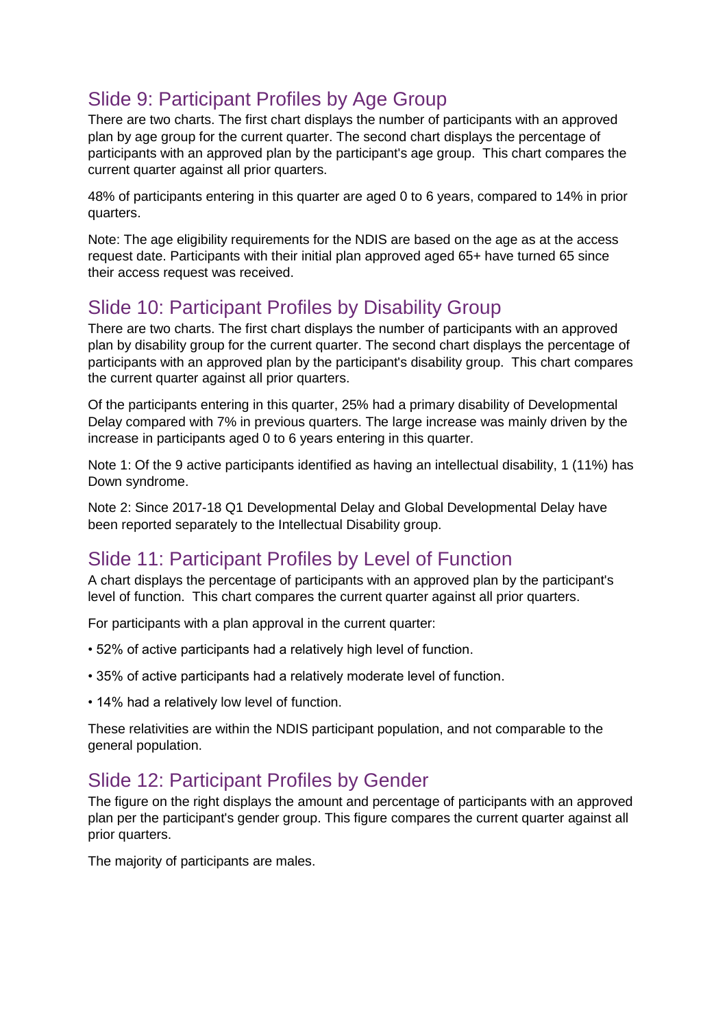## Slide 9: Participant Profiles by Age Group

There are two charts. The first chart displays the number of participants with an approved plan by age group for the current quarter. The second chart displays the percentage of participants with an approved plan by the participant's age group. This chart compares the current quarter against all prior quarters.

48% of participants entering in this quarter are aged 0 to 6 years, compared to 14% in prior quarters.

Note: The age eligibility requirements for the NDIS are based on the age as at the access request date. Participants with their initial plan approved aged 65+ have turned 65 since their access request was received.

## Slide 10: Participant Profiles by Disability Group

There are two charts. The first chart displays the number of participants with an approved plan by disability group for the current quarter. The second chart displays the percentage of participants with an approved plan by the participant's disability group. This chart compares the current quarter against all prior quarters.

Of the participants entering in this quarter, 25% had a primary disability of Developmental Delay compared with 7% in previous quarters. The large increase was mainly driven by the increase in participants aged 0 to 6 years entering in this quarter.

Note 1: Of the 9 active participants identified as having an intellectual disability, 1 (11%) has Down syndrome.

Note 2: Since 2017-18 Q1 Developmental Delay and Global Developmental Delay have been reported separately to the Intellectual Disability group.

## Slide 11: Participant Profiles by Level of Function

A chart displays the percentage of participants with an approved plan by the participant's level of function. This chart compares the current quarter against all prior quarters.

For participants with a plan approval in the current quarter:

- 52% of active participants had a relatively high level of function.
- 35% of active participants had a relatively moderate level of function.
- 14% had a relatively low level of function.

These relativities are within the NDIS participant population, and not comparable to the general population.

## Slide 12: Participant Profiles by Gender

The figure on the right displays the amount and percentage of participants with an approved plan per the participant's gender group. This figure compares the current quarter against all prior quarters.

The majority of participants are males.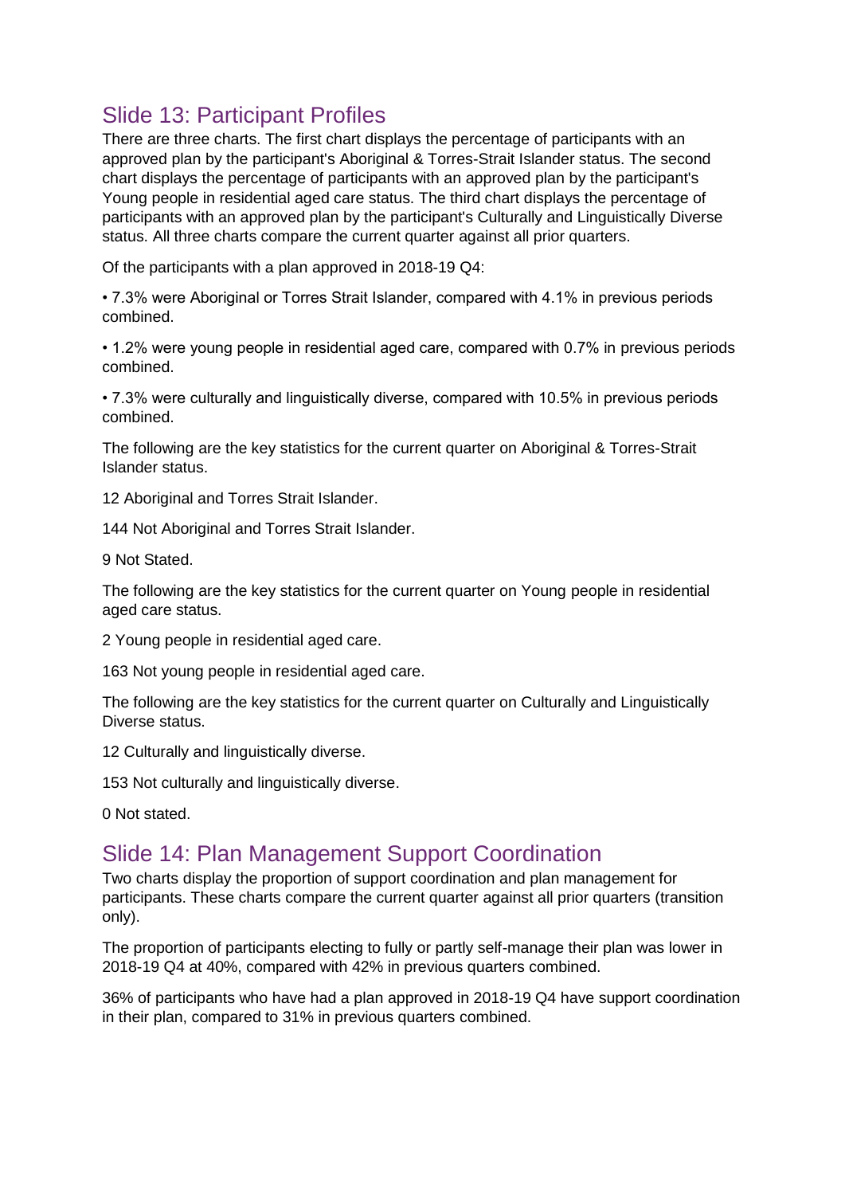## Slide 13: Participant Profiles

There are three charts. The first chart displays the percentage of participants with an approved plan by the participant's Aboriginal & Torres-Strait Islander status. The second chart displays the percentage of participants with an approved plan by the participant's Young people in residential aged care status. The third chart displays the percentage of participants with an approved plan by the participant's Culturally and Linguistically Diverse status. All three charts compare the current quarter against all prior quarters.

Of the participants with a plan approved in 2018-19 Q4:

• 7.3% were Aboriginal or Torres Strait Islander, compared with 4.1% in previous periods combined.

• 1.2% were young people in residential aged care, compared with 0.7% in previous periods combined.

• 7.3% were culturally and linguistically diverse, compared with 10.5% in previous periods combined.

The following are the key statistics for the current quarter on Aboriginal & Torres-Strait Islander status.

12 Aboriginal and Torres Strait Islander.

144 Not Aboriginal and Torres Strait Islander.

9 Not Stated.

The following are the key statistics for the current quarter on Young people in residential aged care status.

2 Young people in residential aged care.

163 Not young people in residential aged care.

The following are the key statistics for the current quarter on Culturally and Linguistically Diverse status.

12 Culturally and linguistically diverse.

153 Not culturally and linguistically diverse.

0 Not stated.

## Slide 14: Plan Management Support Coordination

Two charts display the proportion of support coordination and plan management for participants. These charts compare the current quarter against all prior quarters (transition only).

The proportion of participants electing to fully or partly self-manage their plan was lower in 2018-19 Q4 at 40%, compared with 42% in previous quarters combined.

36% of participants who have had a plan approved in 2018-19 Q4 have support coordination in their plan, compared to 31% in previous quarters combined.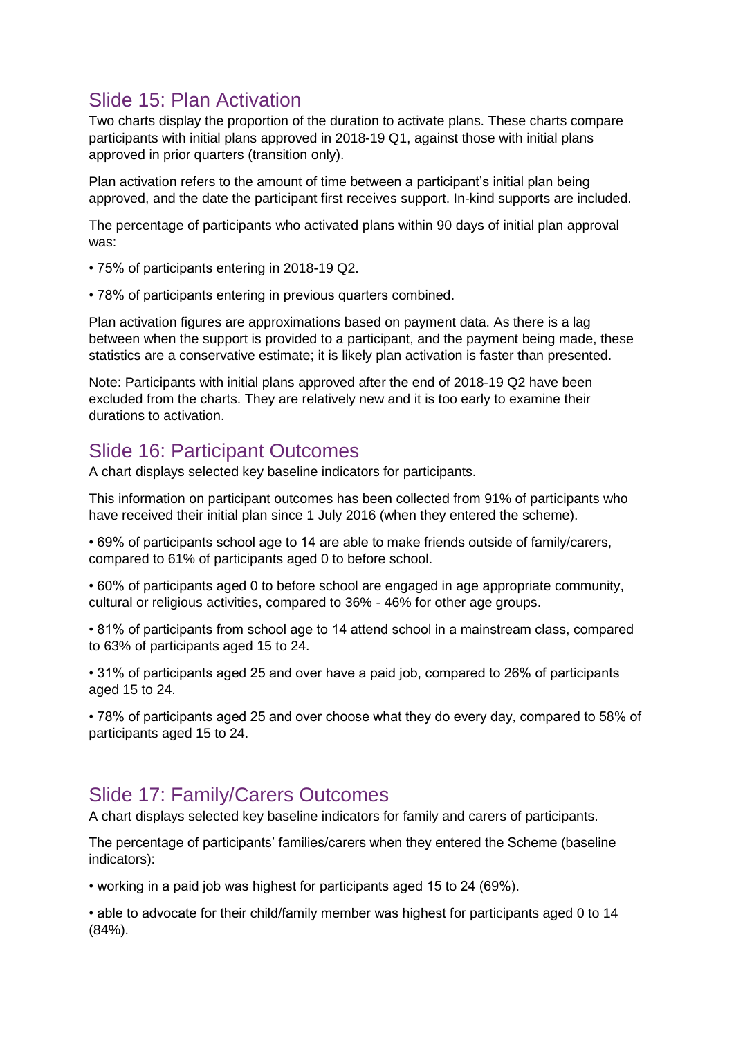## Slide 15: Plan Activation

Two charts display the proportion of the duration to activate plans. These charts compare participants with initial plans approved in 2018-19 Q1, against those with initial plans approved in prior quarters (transition only).

Plan activation refers to the amount of time between a participant's initial plan being approved, and the date the participant first receives support. In-kind supports are included.

The percentage of participants who activated plans within 90 days of initial plan approval was:

- 75% of participants entering in 2018-19 Q2.
- 78% of participants entering in previous quarters combined.

Plan activation figures are approximations based on payment data. As there is a lag between when the support is provided to a participant, and the payment being made, these statistics are a conservative estimate; it is likely plan activation is faster than presented.

Note: Participants with initial plans approved after the end of 2018-19 Q2 have been excluded from the charts. They are relatively new and it is too early to examine their durations to activation.

## Slide 16: Participant Outcomes

A chart displays selected key baseline indicators for participants.

This information on participant outcomes has been collected from 91% of participants who have received their initial plan since 1 July 2016 (when they entered the scheme).

- 69% of participants school age to 14 are able to make friends outside of family/carers, compared to 61% of participants aged 0 to before school.
- 60% of participants aged 0 to before school are engaged in age appropriate community, cultural or religious activities, compared to 36% - 46% for other age groups.
- 81% of participants from school age to 14 attend school in a mainstream class, compared to 63% of participants aged 15 to 24.
- 31% of participants aged 25 and over have a paid job, compared to 26% of participants aged 15 to 24.
- 78% of participants aged 25 and over choose what they do every day, compared to 58% of participants aged 15 to 24.

## Slide 17: Family/Carers Outcomes

A chart displays selected key baseline indicators for family and carers of participants.

The percentage of participants' families/carers when they entered the Scheme (baseline indicators):

- working in a paid job was highest for participants aged 15 to 24 (69%).
- able to advocate for their child/family member was highest for participants aged 0 to 14 (84%).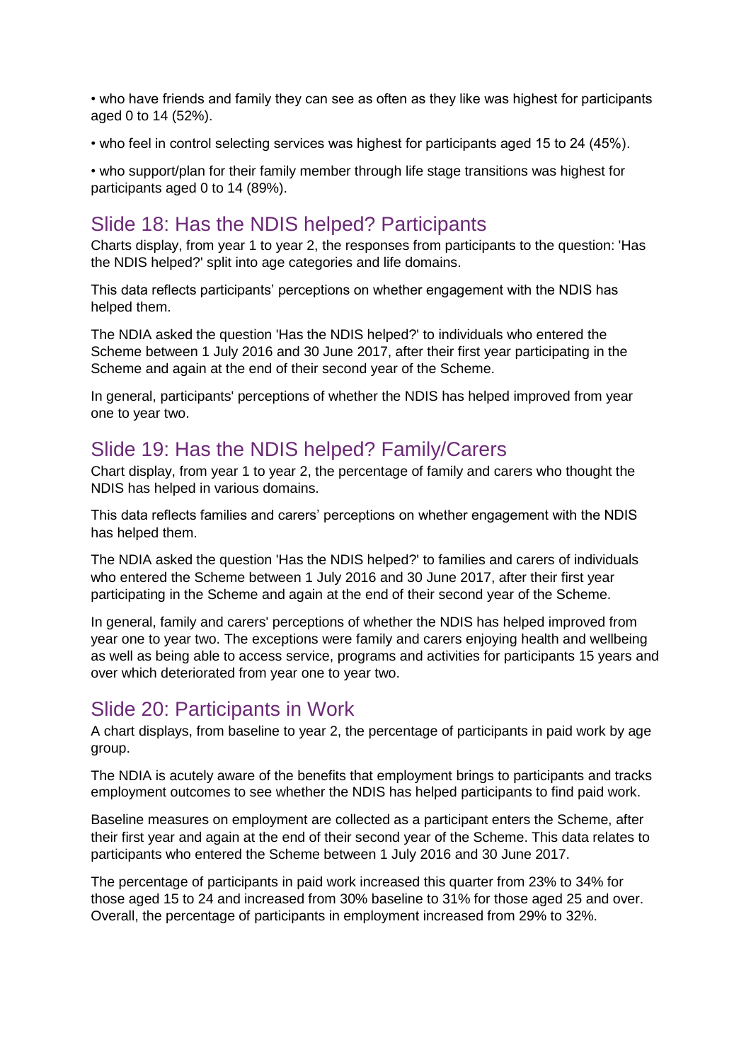- who have friends and family they can see as often as they like was highest for participants aged 0 to 14 (52%).
- who feel in control selecting services was highest for participants aged 15 to 24 (45%).
- who support/plan for their family member through life stage transitions was highest for participants aged 0 to 14 (89%).

## Slide 18: Has the NDIS helped? Participants

Charts display, from year 1 to year 2, the responses from participants to the question: 'Has the NDIS helped?' split into age categories and life domains.

This data reflects participants' perceptions on whether engagement with the NDIS has helped them.

The NDIA asked the question 'Has the NDIS helped?' to individuals who entered the Scheme between 1 July 2016 and 30 June 2017, after their first year participating in the Scheme and again at the end of their second year of the Scheme.

In general, participants' perceptions of whether the NDIS has helped improved from year one to year two.

## Slide 19: Has the NDIS helped? Family/Carers

Chart display, from year 1 to year 2, the percentage of family and carers who thought the NDIS has helped in various domains.

This data reflects families and carers' perceptions on whether engagement with the NDIS has helped them.

The NDIA asked the question 'Has the NDIS helped?' to families and carers of individuals who entered the Scheme between 1 July 2016 and 30 June 2017, after their first year participating in the Scheme and again at the end of their second year of the Scheme.

In general, family and carers' perceptions of whether the NDIS has helped improved from year one to year two. The exceptions were family and carers enjoying health and wellbeing as well as being able to access service, programs and activities for participants 15 years and over which deteriorated from year one to year two.

## Slide 20: Participants in Work

A chart displays, from baseline to year 2, the percentage of participants in paid work by age group.

The NDIA is acutely aware of the benefits that employment brings to participants and tracks employment outcomes to see whether the NDIS has helped participants to find paid work.

Baseline measures on employment are collected as a participant enters the Scheme, after their first year and again at the end of their second year of the Scheme. This data relates to participants who entered the Scheme between 1 July 2016 and 30 June 2017.

The percentage of participants in paid work increased this quarter from 23% to 34% for those aged 15 to 24 and increased from 30% baseline to 31% for those aged 25 and over. Overall, the percentage of participants in employment increased from 29% to 32%.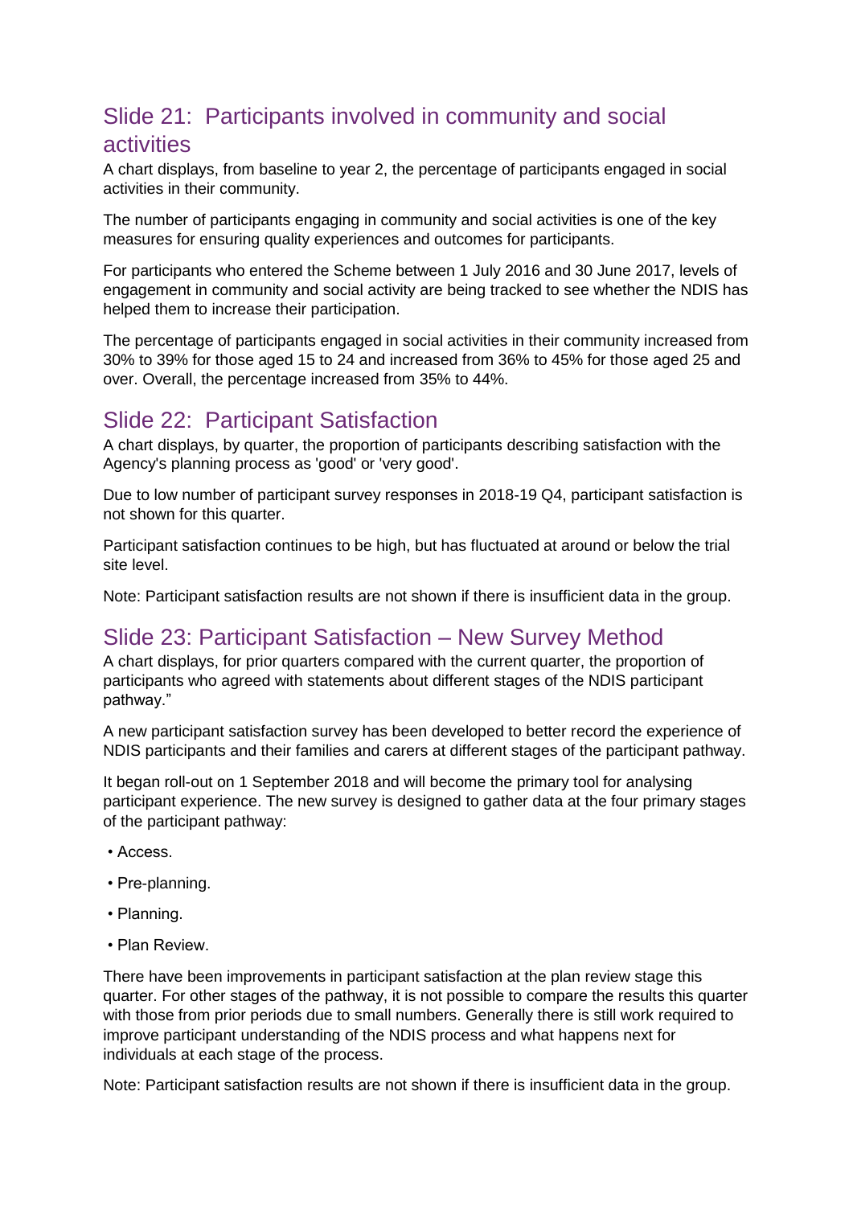## Slide 21: Participants involved in community and social activities

A chart displays, from baseline to year 2, the percentage of participants engaged in social activities in their community.

The number of participants engaging in community and social activities is one of the key measures for ensuring quality experiences and outcomes for participants.

For participants who entered the Scheme between 1 July 2016 and 30 June 2017, levels of engagement in community and social activity are being tracked to see whether the NDIS has helped them to increase their participation.

The percentage of participants engaged in social activities in their community increased from 30% to 39% for those aged 15 to 24 and increased from 36% to 45% for those aged 25 and over. Overall, the percentage increased from 35% to 44%.

## Slide 22: Participant Satisfaction

A chart displays, by quarter, the proportion of participants describing satisfaction with the Agency's planning process as 'good' or 'very good'.

Due to low number of participant survey responses in 2018-19 Q4, participant satisfaction is not shown for this quarter.

Participant satisfaction continues to be high, but has fluctuated at around or below the trial site level.

Note: Participant satisfaction results are not shown if there is insufficient data in the group.

## Slide 23: Participant Satisfaction – New Survey Method

A chart displays, for prior quarters compared with the current quarter, the proportion of participants who agreed with statements about different stages of the NDIS participant pathway."

A new participant satisfaction survey has been developed to better record the experience of NDIS participants and their families and carers at different stages of the participant pathway.

It began roll-out on 1 September 2018 and will become the primary tool for analysing participant experience. The new survey is designed to gather data at the four primary stages of the participant pathway:

- Access.
- Pre-planning.
- Planning.
- Plan Review.

There have been improvements in participant satisfaction at the plan review stage this quarter. For other stages of the pathway, it is not possible to compare the results this quarter with those from prior periods due to small numbers. Generally there is still work required to improve participant understanding of the NDIS process and what happens next for individuals at each stage of the process.

Note: Participant satisfaction results are not shown if there is insufficient data in the group.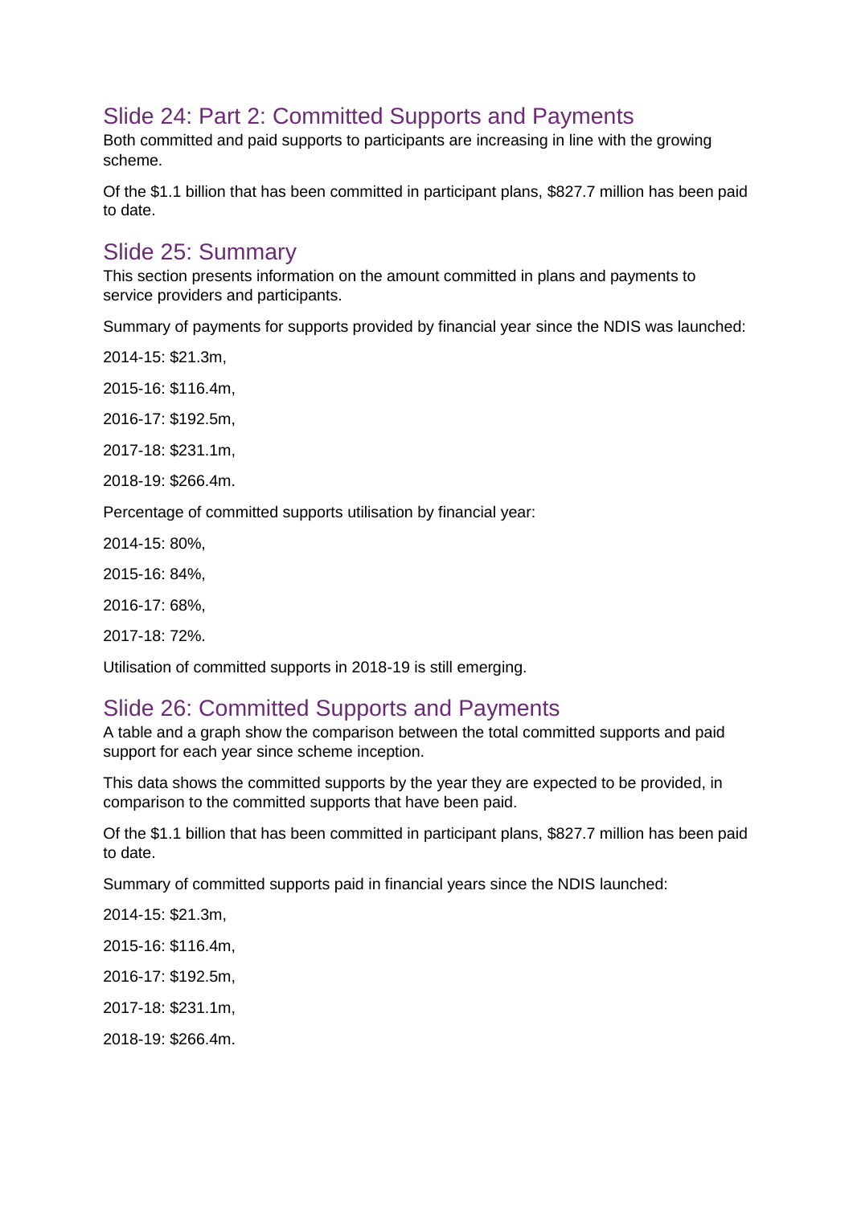## Slide 24: Part 2: Committed Supports and Payments

Both committed and paid supports to participants are increasing in line with the growing scheme.

Of the $1.1 billion that has been committed in participant plans, $827.7 million has been paid to date.

## Slide 25: Summary

This section presents information on the amount committed in plans and payments to service providers and participants.

Summary of payments for supports provided by financial year since the NDIS was launched:

2014-15: $21.3m,

2015-16: $116.4m,

2016-17: $192.5m,

2017-18: $231.1m,

2018-19: $266.4m.

Percentage of committed supports utilisation by financial year:

2014-15: 80%,

2015-16: 84%,

2016-17: 68%,

2017-18: 72%.

Utilisation of committed supports in 2018-19 is still emerging.

## Slide 26: Committed Supports and Payments

A table and a graph show the comparison between the total committed supports and paid support for each year since scheme inception.

This data shows the committed supports by the year they are expected to be provided, in comparison to the committed supports that have been paid.

Of the $1.1 billion that has been committed in participant plans, $827.7 million has been paid to date.

Summary of committed supports paid in financial years since the NDIS launched:

2014-15: $21.3m,

2015-16: $116.4m,

2016-17: $192.5m,

2017-18: $231.1m,

2018-19: $266.4m.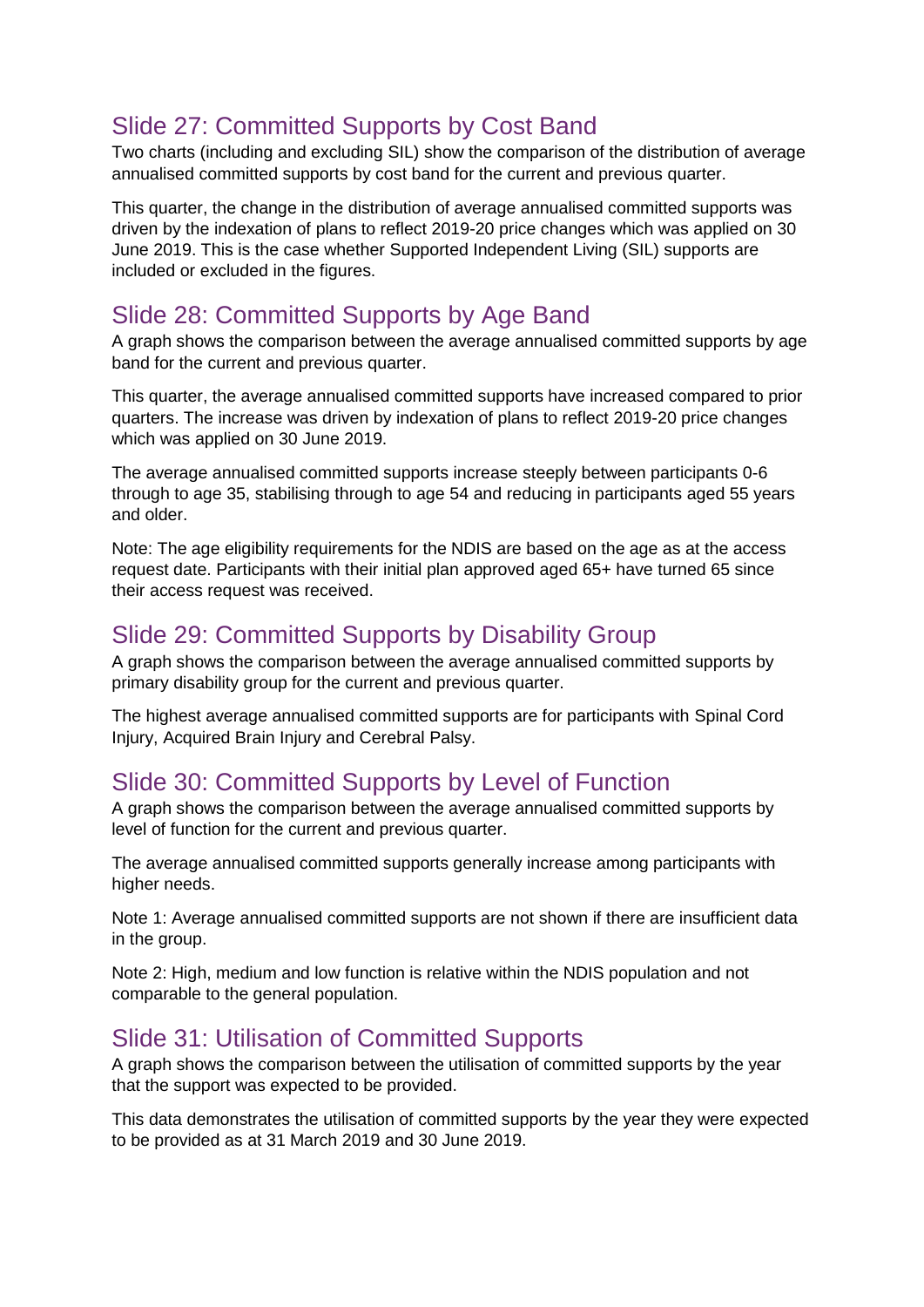## Slide 27: Committed Supports by Cost Band

Two charts (including and excluding SIL) show the comparison of the distribution of average annualised committed supports by cost band for the current and previous quarter.

This quarter, the change in the distribution of average annualised committed supports was driven by the indexation of plans to reflect 2019-20 price changes which was applied on 30 June 2019. This is the case whether Supported Independent Living (SIL) supports are included or excluded in the figures.

## Slide 28: Committed Supports by Age Band

A graph shows the comparison between the average annualised committed supports by age band for the current and previous quarter.

This quarter, the average annualised committed supports have increased compared to prior quarters. The increase was driven by indexation of plans to reflect 2019-20 price changes which was applied on 30 June 2019.

The average annualised committed supports increase steeply between participants 0-6 through to age 35, stabilising through to age 54 and reducing in participants aged 55 years and older.

Note: The age eligibility requirements for the NDIS are based on the age as at the access request date. Participants with their initial plan approved aged 65+ have turned 65 since their access request was received.

## Slide 29: Committed Supports by Disability Group

A graph shows the comparison between the average annualised committed supports by primary disability group for the current and previous quarter.

The highest average annualised committed supports are for participants with Spinal Cord Injury, Acquired Brain Injury and Cerebral Palsy.

## Slide 30: Committed Supports by Level of Function

A graph shows the comparison between the average annualised committed supports by level of function for the current and previous quarter.

The average annualised committed supports generally increase among participants with higher needs.

Note 1: Average annualised committed supports are not shown if there are insufficient data in the group.

Note 2: High, medium and low function is relative within the NDIS population and not comparable to the general population.

## Slide 31: Utilisation of Committed Supports

A graph shows the comparison between the utilisation of committed supports by the year that the support was expected to be provided.

This data demonstrates the utilisation of committed supports by the year they were expected to be provided as at 31 March 2019 and 30 June 2019.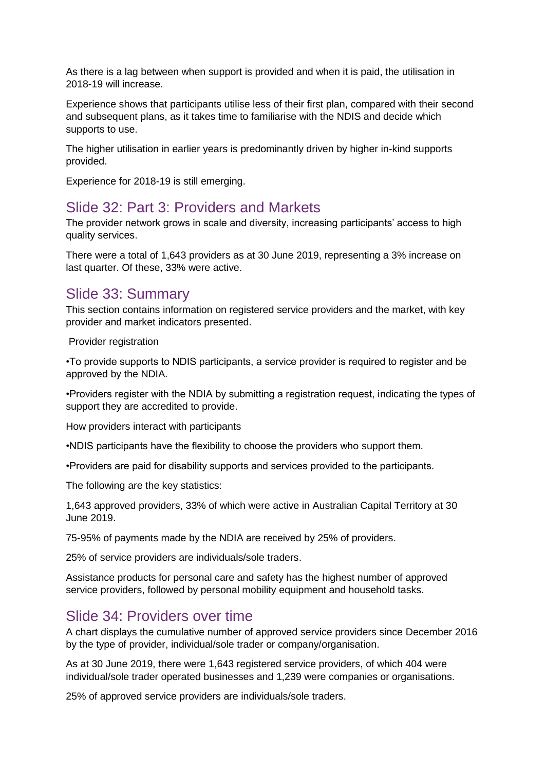As there is a lag between when support is provided and when it is paid, the utilisation in 2018-19 will increase.

Experience shows that participants utilise less of their first plan, compared with their second and subsequent plans, as it takes time to familiarise with the NDIS and decide which supports to use.

The higher utilisation in earlier years is predominantly driven by higher in-kind supports provided.

Experience for 2018-19 is still emerging.

## Slide 32: Part 3: Providers and Markets

The provider network grows in scale and diversity, increasing participants' access to high quality services.

There were a total of 1,643 providers as at 30 June 2019, representing a 3% increase on last quarter. Of these, 33% were active.

## Slide 33: Summary

This section contains information on registered service providers and the market, with key provider and market indicators presented.

Provider registration

•To provide supports to NDIS participants, a service provider is required to register and be approved by the NDIA.

•Providers register with the NDIA by submitting a registration request, indicating the types of support they are accredited to provide.

How providers interact with participants

•NDIS participants have the flexibility to choose the providers who support them.

•Providers are paid for disability supports and services provided to the participants.

The following are the key statistics:

1,643 approved providers, 33% of which were active in Australian Capital Territory at 30 June 2019.

75-95% of payments made by the NDIA are received by 25% of providers.

25% of service providers are individuals/sole traders.

Assistance products for personal care and safety has the highest number of approved service providers, followed by personal mobility equipment and household tasks.

## Slide 34: Providers over time

A chart displays the cumulative number of approved service providers since December 2016 by the type of provider, individual/sole trader or company/organisation.

As at 30 June 2019, there were 1,643 registered service providers, of which 404 were individual/sole trader operated businesses and 1,239 were companies or organisations.

25% of approved service providers are individuals/sole traders.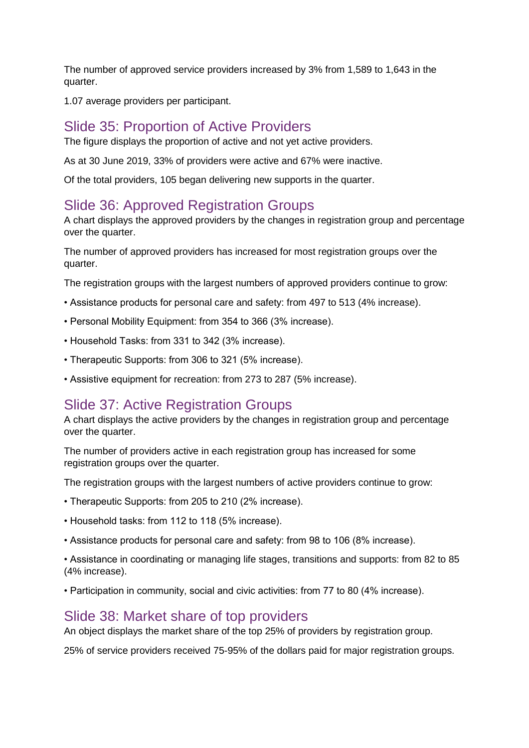The number of approved service providers increased by 3% from 1,589 to 1,643 in the quarter.

1.07 average providers per participant.

## Slide 35: Proportion of Active Providers

The figure displays the proportion of active and not yet active providers.

As at 30 June 2019, 33% of providers were active and 67% were inactive.

Of the total providers, 105 began delivering new supports in the quarter.

## Slide 36: Approved Registration Groups

A chart displays the approved providers by the changes in registration group and percentage over the quarter.

The number of approved providers has increased for most registration groups over the quarter.

The registration groups with the largest numbers of approved providers continue to grow:

- Assistance products for personal care and safety: from 497 to 513 (4% increase).
- Personal Mobility Equipment: from 354 to 366 (3% increase).
- Household Tasks: from 331 to 342 (3% increase).
- Therapeutic Supports: from 306 to 321 (5% increase).
- Assistive equipment for recreation: from 273 to 287 (5% increase).

## Slide 37: Active Registration Groups

A chart displays the active providers by the changes in registration group and percentage over the quarter.

The number of providers active in each registration group has increased for some registration groups over the quarter.

The registration groups with the largest numbers of active providers continue to grow:

- Therapeutic Supports: from 205 to 210 (2% increase).
- Household tasks: from 112 to 118 (5% increase).
- Assistance products for personal care and safety: from 98 to 106 (8% increase).
- Assistance in coordinating or managing life stages, transitions and supports: from 82 to 85 (4% increase).
- Participation in community, social and civic activities: from 77 to 80 (4% increase).

## Slide 38: Market share of top providers

An object displays the market share of the top 25% of providers by registration group.

25% of service providers received 75-95% of the dollars paid for major registration groups.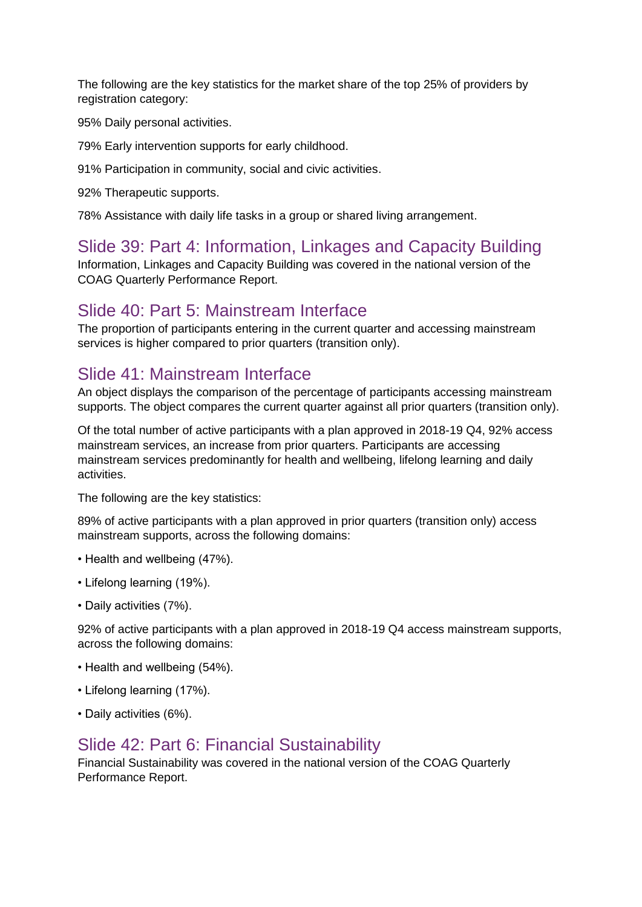The following are the key statistics for the market share of the top 25% of providers by registration category:

95% Daily personal activities.

79% Early intervention supports for early childhood.

91% Participation in community, social and civic activities.

92% Therapeutic supports.

78% Assistance with daily life tasks in a group or shared living arrangement.

## Slide 39: Part 4: Information, Linkages and Capacity Building

Information, Linkages and Capacity Building was covered in the national version of the COAG Quarterly Performance Report.

## Slide 40: Part 5: Mainstream Interface

The proportion of participants entering in the current quarter and accessing mainstream services is higher compared to prior quarters (transition only).

## Slide 41: Mainstream Interface

An object displays the comparison of the percentage of participants accessing mainstream supports. The object compares the current quarter against all prior quarters (transition only).

Of the total number of active participants with a plan approved in 2018-19 Q4, 92% access mainstream services, an increase from prior quarters. Participants are accessing mainstream services predominantly for health and wellbeing, lifelong learning and daily activities.

The following are the key statistics:

89% of active participants with a plan approved in prior quarters (transition only) access mainstream supports, across the following domains:

- Health and wellbeing (47%).
- Lifelong learning (19%).
- Daily activities (7%).

92% of active participants with a plan approved in 2018-19 Q4 access mainstream supports, across the following domains:

- Health and wellbeing (54%).
- Lifelong learning (17%).
- Daily activities (6%).

## Slide 42: Part 6: Financial Sustainability

Financial Sustainability was covered in the national version of the COAG Quarterly Performance Report.